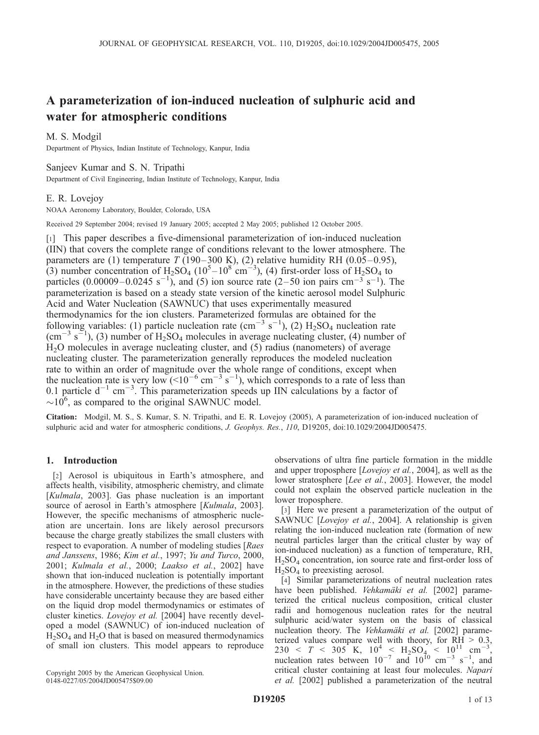# A parameterization of ion-induced nucleation of sulphuric acid and water for atmospheric conditions

M. S. Modgil

Department of Physics, Indian Institute of Technology, Kanpur, India

Sanjeev Kumar and S. N. Tripathi

Department of Civil Engineering, Indian Institute of Technology, Kanpur, India

E. R. Lovejoy

NOAA Aeronomy Laboratory, Boulder, Colorado, USA

Received 29 September 2004; revised 19 January 2005; accepted 2 May 2005; published 12 October 2005.

[1] This paper describes a five-dimensional parameterization of ion-induced nucleation (IIN) that covers the complete range of conditions relevant to the lower atmosphere. The parameters are (1) temperature $T$ (190–300 K), (2) relative humidity RH (0.05–0.95), (3) number concentration of $H_2SO_4$ ($10^5$–$10^8$ $cm^{-3}$), (4) first-order loss of $H_2SO_4$ to particles (0.00009–0.0245 $s^{-1}$), and (5) ion source rate (2–50 ion pairs $cm^{-3}$ $s^{-1}$). The parameterization is based on a steady state version of the kinetic aerosol model Sulphuric Acid and Water Nucleation (SAWNUC) that uses experimentally measured thermodynamics for the ion clusters. Parameterized formulas are obtained for the following variables: (1) particle nucleation rate ($cm^{-3}$ $s^{-1}$), (2) $H_2SO_4$ nucleation rate ($cm^{-3}$ $s^{-1}$), (3) number of $H_2SO_4$ molecules in average nucleating cluster, (4) number of $H_2O$ molecules in average nucleating cluster, and (5) radius (nanometers) of average nucleating cluster. The parameterization generally reproduces the modeled nucleation rate to within an order of magnitude over the whole range of conditions, except when the nucleation rate is very low ($<10^{-6}$ $cm^{-3}$ $s^{-1}$), which corresponds to a rate of less than 0.1 particle $d^{-1}$ $cm^{-3}$. This parameterization speeds up IIN calculations by a factor of $\sim10^6$, as compared to the original SAWNUC model.

**Citation:** Modgil, M. S., S. Kumar, S. N. Tripathi, and E. R. Lovejoy (2005), A parameterization of ion-induced nucleation of sulphuric acid and water for atmospheric conditions, *J. Geophys. Res.*, *110*, D19205, doi:10.1029/2004JD005475.

## 1. Introduction

[2] Aerosol is ubiquitous in Earth's atmosphere, and affects health, visibility, atmospheric chemistry, and climate [*Kulmala*, 2003]. Gas phase nucleation is an important source of aerosol in Earth's atmosphere [*Kulmala*, 2003]. However, the specific mechanisms of atmospheric nucleation are uncertain. Ions are likely aerosol precursors because the charge greatly stabilizes the small clusters with respect to evaporation. A number of modeling studies [*Raes and Janssens*, 1986; *Kim et al.*, 1997; *Yu and Turco*, 2000, 2001; *Kulmala et al.*, 2000; *Laakso et al.*, 2002] have shown that ion-induced nucleation is potentially important in the atmosphere. However, the predictions of these studies have considerable uncertainty because they are based either on the liquid drop model thermodynamics or estimates of cluster kinetics. *Lovejoy et al.* [2004] have recently developed a model (SAWNUC) of ion-induced nucleation of $H_2SO_4$ and $H_2O$ that is based on measured thermodynamics of small ion clusters. This model appears to reproduce observations of ultra fine particle formation in the middle and upper troposphere [*Lovejoy et al.*, 2004], as well as the lower stratosphere [*Lee et al.*, 2003]. However, the model could not explain the observed particle nucleation in the lower troposphere.

[3] Here we present a parameterization of the output of SAWNUC [*Lovejoy et al.*, 2004]. A relationship is given relating the ion-induced nucleation rate (formation of new neutral particles larger than the critical cluster by way of ion-induced nucleation) as a function of temperature, RH, $H_2SO_4$ concentration, ion source rate and first-order loss of $H_2SO_4$ to preexisting aerosol.

[4] Similar parameterizations of neutral nucleation rates have been published. *Vehkamäki et al.* [2002] parameterized the critical nucleus composition, critical cluster radii and homogenous nucleation rates for the neutral sulphuric acid/water system on the basis of classical nucleation theory. The *Vehkamäki et al.* [2002] parameterized values compare well with theory, for RH > 0.3, 230 < $T$ < 305 K, $10^4$ < $H_2SO_4$ < $10^{11}$ $cm^{-3}$, nucleation rates between $10^{-7}$ and $10^{10}$ $cm^{-3}$ $s^{-1}$, and critical cluster containing at least four molecules. *Napari et al.* [2002] published a parameterization of the neutral

Copyright 2005 by the American Geophysical Union.
0148-0227/05/2004JD005475$09.00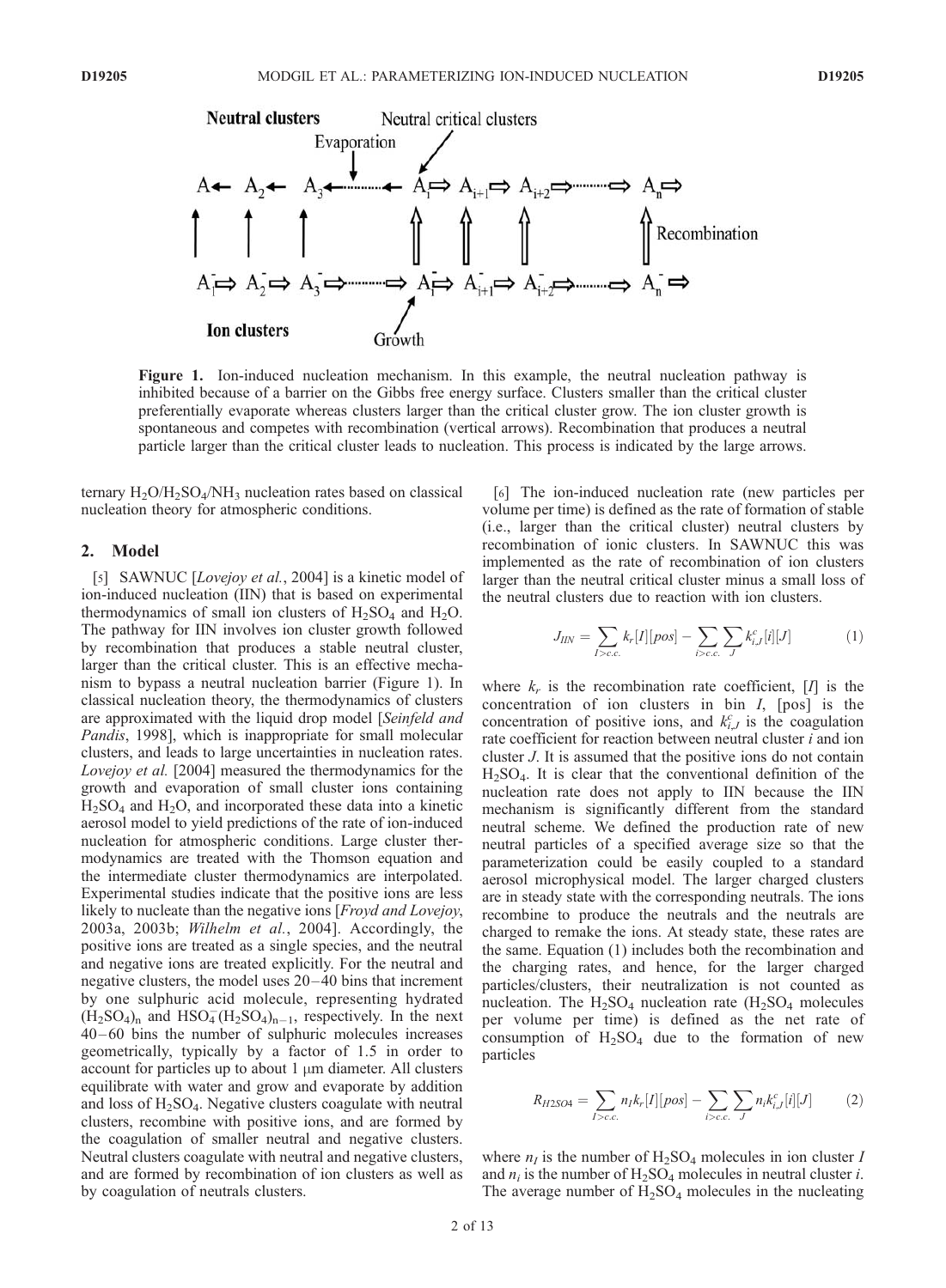**Figure 1.** Ion-induced nucleation mechanism. In this example, the neutral nucleation pathway is inhibited because of a barrier on the Gibbs free energy surface. Clusters smaller than the critical cluster preferentially evaporate whereas clusters larger than the critical cluster grow. The ion cluster growth is spontaneous and competes with recombination (vertical arrows). Recombination that produces a neutral particle larger than the critical cluster leads to nucleation. This process is indicated by the large arrows.

ternary $H_2O/H_2SO_4/NH_3$ nucleation rates based on classical nucleation theory for atmospheric conditions.

## 2. Model

[5] SAWNUC [*Lovejoy et al.*, 2004] is a kinetic model of ion-induced nucleation (IIN) that is based on experimental thermodynamics of small ion clusters of $H_2SO_4$ and $H_2O$. The pathway for IIN involves ion cluster growth followed by recombination that produces a stable neutral cluster, larger than the critical cluster. This is an effective mechanism to bypass a neutral nucleation barrier (Figure 1). In classical nucleation theory, the thermodynamics of clusters are approximated with the liquid drop model [*Seinfeld and Pandis*, 1998], which is inappropriate for small molecular clusters, and leads to large uncertainties in nucleation rates. *Lovejoy et al.* [2004] measured the thermodynamics for the growth and evaporation of small cluster ions containing $H_2SO_4$ and $H_2O$, and incorporated these data into a kinetic aerosol model to yield predictions of the rate of ion-induced nucleation for atmospheric conditions. Large cluster thermodynamics are treated with the Thomson equation and the intermediate cluster thermodynamics are interpolated. Experimental studies indicate that the positive ions are less likely to nucleate than the negative ions [*Froyd and Lovejoy*, 2003a, 2003b; *Wilhelm et al.*, 2004]. Accordingly, the positive ions are treated as a single species, and the neutral and negative ions are treated explicitly. For the neutral and negative clusters, the model uses 20–40 bins that increment by one sulphuric acid molecule, representing hydrated $(H_2SO_4)_n$ and $HSO_4^-(H_2SO_4)_{n-1}$, respectively. In the next 40–60 bins the number of sulphuric molecules increases geometrically, typically by a factor of 1.5 in order to account for particles up to about 1 μm diameter. All clusters equilibrate with water and grow and evaporate by addition and loss of $H_2SO_4$. Negative clusters coagulate with neutral clusters, recombine with positive ions, and are formed by the coagulation of smaller neutral and negative clusters. Neutral clusters coagulate with neutral and negative clusters, and are formed by recombination of ion clusters as well as by coagulation of neutrals clusters.

[6] The ion-induced nucleation rate (new particles per volume per time) is defined as the rate of formation of stable (i.e., larger than the critical cluster) neutral clusters by recombination of ionic clusters. In SAWNUC this was implemented as the rate of recombination of ion clusters larger than the neutral critical cluster minus a small loss of the neutral clusters due to reaction with ion clusters.

$$J_{IIN} = \sum_{I>c.c.} k_r[I][pos] - \sum_{i>c.c.} \sum_{J} k_{i,J}^c[i][J] \tag{1}$$

where $k_r$ is the recombination rate coefficient, $[I]$ is the concentration of ion clusters in bin $I$, [pos] is the concentration of positive ions, and $k_{i,J}^c$ is the coagulation rate coefficient for reaction between neutral cluster $i$ and ion cluster $J$. It is assumed that the positive ions do not contain $H_2SO_4$. It is clear that the conventional definition of the nucleation rate does not apply to IIN because the IIN mechanism is significantly different from the standard neutral scheme. We defined the production rate of new neutral particles of a specified average size so that the parameterization could be easily coupled to a standard aerosol microphysical model. The larger charged clusters are in steady state with the corresponding neutrals. The ions recombine to produce the neutrals and the neutrals are charged to remake the ions. At steady state, these rates are the same. Equation (1) includes both the recombination and the charging rates, and hence, for the larger charged particles/clusters, their neutralization is not counted as nucleation. The $H_2SO_4$ nucleation rate ($H_2SO_4$ molecules per volume per time) is defined as the net rate of consumption of $H_2SO_4$ due to the formation of new particles

$$R_{H2SO4} = \sum_{I>c.c.} n_I k_r[I][pos] - \sum_{i>c.c.} \sum_{J} n_i k_{i,J}^c[i][J] \tag{2}$$

where $n_I$ is the number of $H_2SO_4$ molecules in ion cluster $I$ and $n_i$ is the number of $H_2SO_4$ molecules in neutral cluster $i$. The average number of $H_2SO_4$ molecules in the nucleating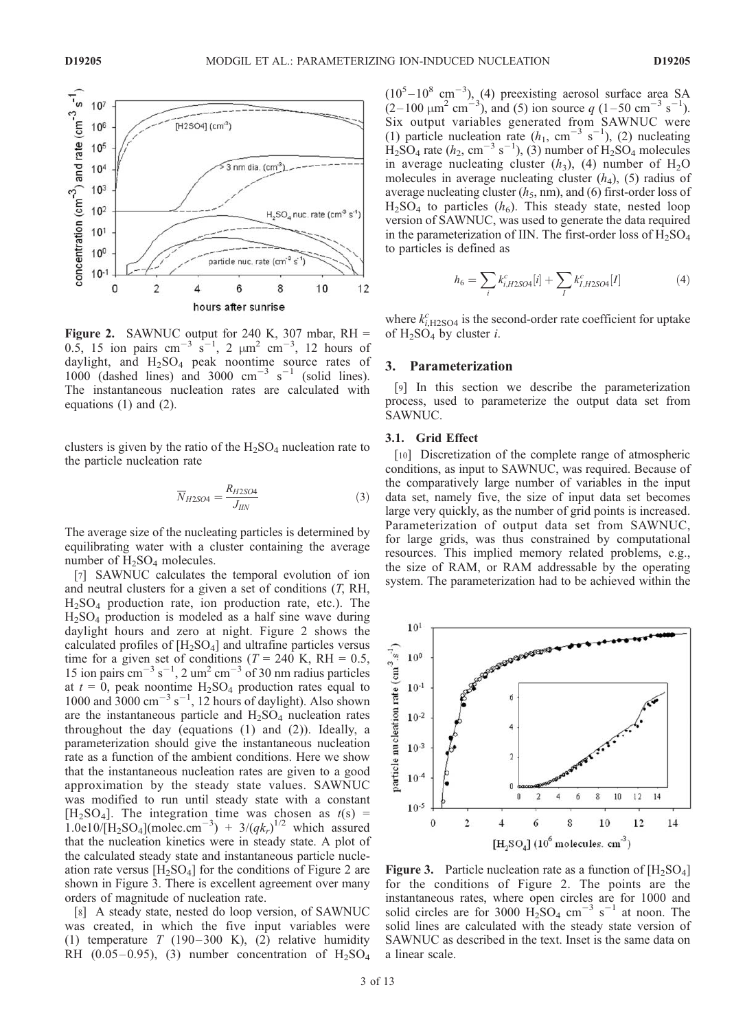**Figure 2.** SAWNUC output for 240 K, 307 mbar, RH = 0.5, 15 ion pairs $cm^{-3}$ $s^{-1}$, 2 $\mu m^2$ $cm^{-3}$, 12 hours of daylight, and $H_2SO_4$ peak noontime source rates of 1000 (dashed lines) and 3000 $cm^{-3}$ $s^{-1}$ (solid lines). The instantaneous nucleation rates are calculated with equations (1) and (2).

clusters is given by the ratio of the $H_2SO_4$ nucleation rate to the particle nucleation rate

$$\overline{N}_{H2SO4} = \frac{R_{H2SO4}}{J_{IIN}} \tag{3}$$

The average size of the nucleating particles is determined by equilibrating water with a cluster containing the average number of $H_2SO_4$ molecules.

[7] SAWNUC calculates the temporal evolution of ion and neutral clusters for a given a set of conditions ($T$, RH, $H_2SO_4$ production rate, ion production rate, etc.). The $H_2SO_4$ production is modeled as a half sine wave during daylight hours and zero at night. Figure 2 shows the calculated profiles of $[H_2SO_4]$ and ultrafine particles versus time for a given set of conditions ($T$ = 240 K, RH = 0.5, 15 ion pairs $cm^{-3}$ $s^{-1}$, 2 $um^2$ $cm^{-3}$ of 30 nm radius particles at $t$ = 0, peak noontime $H_2SO_4$ production rates equal to 1000 and 3000 $cm^{-3}$ $s^{-1}$, 12 hours of daylight). Also shown are the instantaneous particle and $H_2SO_4$ nucleation rates throughout the day (equations (1) and (2)). Ideally, a parameterization should give the instantaneous nucleation rate as a function of the ambient conditions. Here we show that the instantaneous nucleation rates are given to a good approximation by the steady state values. SAWNUC was modified to run until steady state with a constant $[H_2SO_4]$. The integration time was chosen as $t(s) = 1.0e10/[H_2SO_4](molec.cm^{-3}) + 3/(qk_r)^{1/2}$ which assured that the nucleation kinetics were in steady state. A plot of the calculated steady state and instantaneous particle nucleation rate versus $[H_2SO_4]$ for the conditions of Figure 2 are shown in Figure 3. There is excellent agreement over many orders of magnitude of nucleation rate.

[8] A steady state, nested do loop version, of SAWNUC was created, in which the five input variables were (1) temperature $T$ (190–300 K), (2) relative humidity RH (0.05–0.95), (3) number concentration of $H_2SO_4$ ($10^5$–$10^8$ $cm^{-3}$), (4) preexisting aerosol surface area SA (2–100 $\mu m^2$ $cm^{-3}$), and (5) ion source $q$ (1–50 $cm^{-3}$ $s^{-1}$). Six output variables generated from SAWNUC were (1) particle nucleation rate ($h_1$, $cm^{-3}$ $s^{-1}$), (2) nucleating $H_2SO_4$ rate ($h_2$, $cm^{-3}$ $s^{-1}$), (3) number of $H_2SO_4$ molecules in average nucleating cluster ($h_3$), (4) number of $H_2O$ molecules in average nucleating cluster ($h_4$), (5) radius of average nucleating cluster ($h_5$, nm), and (6) first-order loss of $H_2SO_4$ to particles ($h_6$). This steady state, nested loop version of SAWNUC, was used to generate the data required in the parameterization of IIN. The first-order loss of $H_2SO_4$ to particles is defined as

$$h_6 = \sum_i k^c_{i,H2SO4}[i] + \sum_I k^c_{I,H2SO4}[I] \tag{4}$$

where $k^c_{i,H2SO4}$ is the second-order rate coefficient for uptake of $H_2SO_4$ by cluster $i$.

## 3. Parameterization

[9] In this section we describe the parameterization process, used to parameterize the output data set from SAWNUC.

### 3.1. Grid Effect

[10] Discretization of the complete range of atmospheric conditions, as input to SAWNUC, was required. Because of the comparatively large number of variables in the input data set, namely five, the size of input data set becomes large very quickly, as the number of grid points is increased. Parameterization of output data set from SAWNUC, for large grids, was thus constrained by computational resources. This implied memory related problems, e.g., the size of RAM, or RAM addressable by the operating system. The parameterization had to be achieved within the

**Figure 3.** Particle nucleation rate as a function of $[H_2SO_4]$ for the conditions of Figure 2. The points are the instantaneous rates, where open circles are for 1000 and solid circles are for 3000 $H_2SO_4$ $cm^{-3}$ $s^{-1}$ at noon. The solid lines are calculated with the steady state version of SAWNUC as described in the text. Inset is the same data on a linear scale.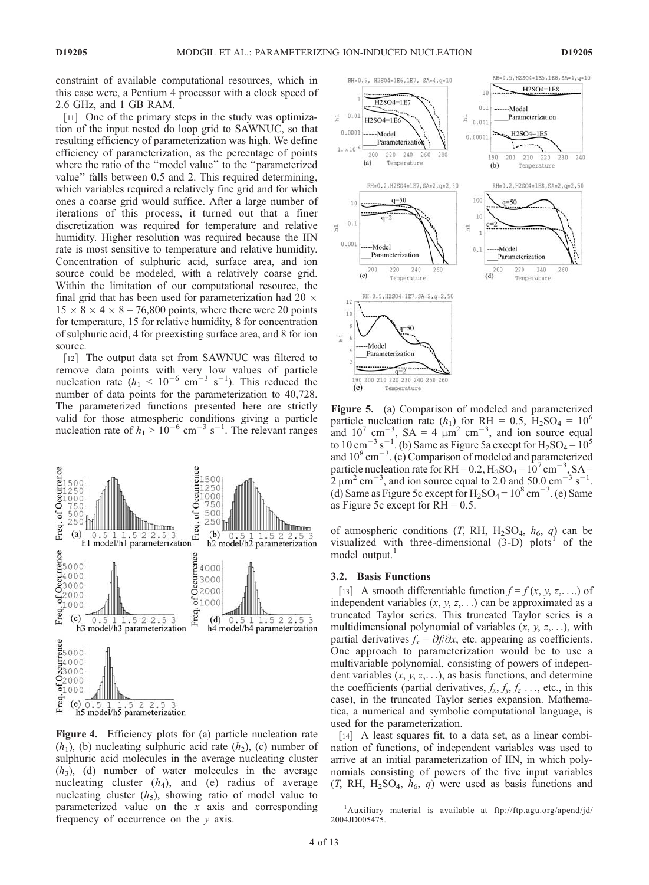constraint of available computational resources, which in this case were, a Pentium 4 processor with a clock speed of 2.6 GHz, and 1 GB RAM.

[11] One of the primary steps in the study was optimization of the input nested do loop grid to SAWNUC, so that resulting efficiency of parameterization was high. We define efficiency of parameterization, as the percentage of points where the ratio of the "model value" to the "parameterized value" falls between 0.5 and 2. This required determining, which variables required a relatively fine grid and for which ones a coarse grid would suffice. After a large number of iterations of this process, it turned out that a finer discretization was required for temperature and relative humidity. Higher resolution was required because the IIN rate is most sensitive to temperature and relative humidity. Concentration of sulphuric acid, surface area, and ion source could be modeled, with a relatively coarse grid. Within the limitation of our computational resource, the final grid that has been used for parameterization had $20 \times 15 \times 8 \times 4 \times 8 = 76{,}800$ points, where there were 20 points for temperature, 15 for relative humidity, 8 for concentration of sulphuric acid, 4 for preexisting surface area, and 8 for ion source.

[12] The output data set from SAWNUC was filtered to remove data points with very low values of particle nucleation rate ($h_1 < 10^{-6}$ cm$^{-3}$ s$^{-1}$). This reduced the number of data points for the parameterization to 40,728. The parameterized functions presented here are strictly valid for those atmospheric conditions giving a particle nucleation rate of $h_1 > 10^{-6}$ cm$^{-3}$ s$^{-1}$. The relevant ranges of atmospheric conditions ($T$, RH, $H_2SO_4$, $h_6$, $q$) can be visualized with three-dimensional (3-D) plots[1] of the model output.[1]

**Figure 4.** Efficiency plots for (a) particle nucleation rate ($h_1$), (b) nucleating sulphuric acid rate ($h_2$), (c) number of sulphuric acid molecules in the average nucleating cluster ($h_3$), (d) number of water molecules in the average nucleating cluster ($h_4$), and (e) radius of average nucleating cluster ($h_5$), showing ratio of model value to parameterized value on the $x$ axis and corresponding frequency of occurrence on the $y$ axis.

**Figure 5.** (a) Comparison of modeled and parameterized particle nucleation rate ($h_1$) for RH = 0.5, $H_2SO_4$ = $10^6$ and $10^7$ cm$^{-3}$, SA = 4 μm$^2$ cm$^{-3}$, and ion source equal to 10 cm$^{-3}$ s$^{-1}$. (b) Same as Figure 5a except for $H_2SO_4 = 10^5$ and $10^8$ cm$^{-3}$. (c) Comparison of modeled and parameterized particle nucleation rate for RH = 0.2, $H_2SO_4 = 10^7$ cm$^{-3}$, SA = 2 μm$^2$ cm$^{-3}$, and ion source equal to 2.0 and 50.0 cm$^{-3}$ s$^{-1}$. (d) Same as Figure 5c except for $H_2SO_4 = 10^8$ cm$^{-3}$. (e) Same as Figure 5c except for RH = 0.5.

### 3.2. Basis Functions

[13] A smooth differentiable function $f = f(x, y, z, \ldots)$ of independent variables $(x, y, z, \ldots)$ can be approximated as a truncated Taylor series. This truncated Taylor series is a multidimensional polynomial of variables $(x, y, z, \ldots)$, with partial derivatives $f_x = \partial f/\partial x$, etc. appearing as coefficients. One approach to parameterization would be to use a multivariable polynomial, consisting of powers of independent variables $(x, y, z, \ldots)$, as basis functions, and determine the coefficients (partial derivatives, $f_x$, $f_y$, $f_z$ ..., etc., in this case), in the truncated Taylor series expansion. Mathematica, a numerical and symbolic computational language, is used for the parameterization.

[14] A least squares fit, to a data set, as a linear combination of functions, of independent variables was used to arrive at an initial parameterization of IIN, in which polynomials consisting of powers of the five input variables ($T$, RH, $H_2SO_4$, $h_6$, $q$) were used as basis functions and

[1] Auxiliary material is available at ftp://ftp.agu.org/apend/jd/2004JD005475.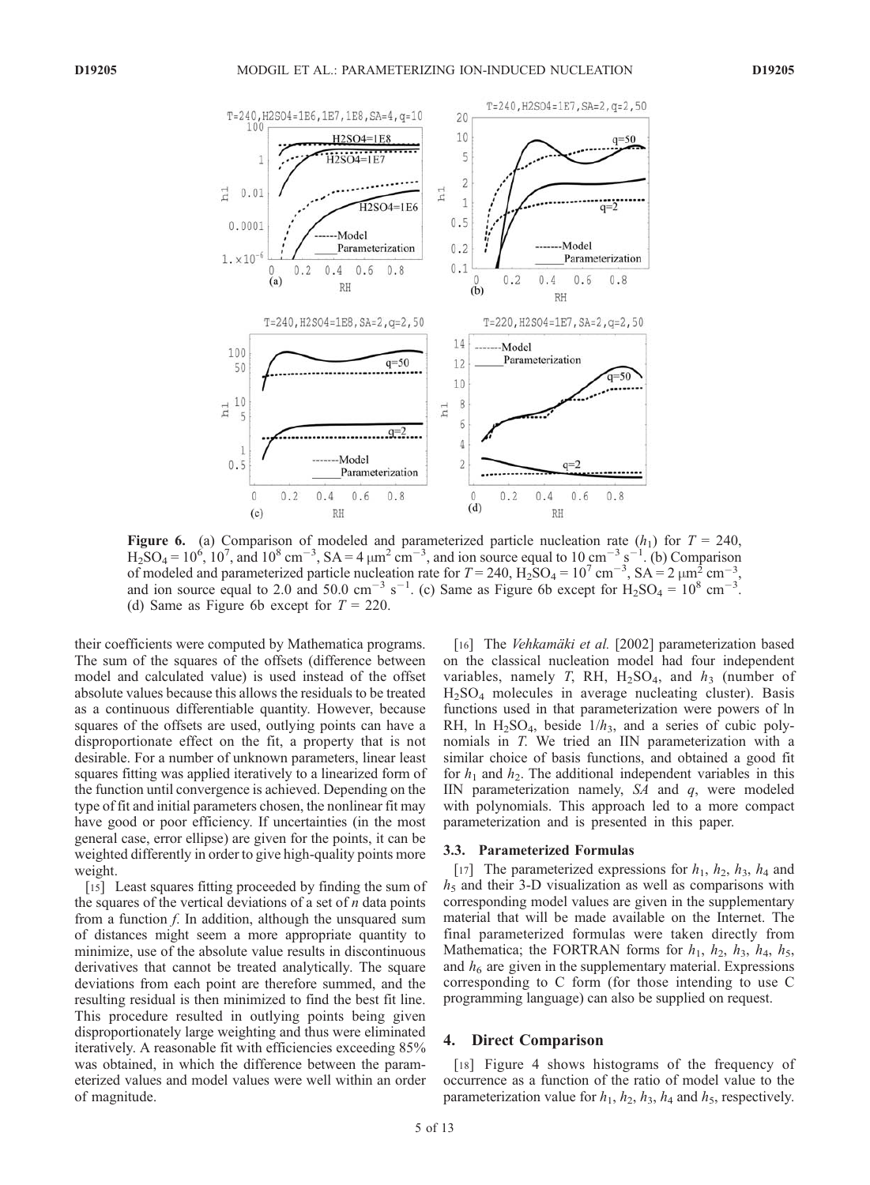**Figure 6.** (a) Comparison of modeled and parameterized particle nucleation rate ($h_1$) for $T$ = 240, $H_2SO_4 = 10^6$, $10^7$, and $10^8$ cm$^{-3}$, SA = 4 $\mu$m$^2$ cm$^{-3}$, and ion source equal to 10 cm$^{-3}$ s$^{-1}$. (b) Comparison of modeled and parameterized particle nucleation rate for $T$ = 240, $H_2SO_4 = 10^7$ cm$^{-3}$, SA = 2 $\mu$m$^2$ cm$^{-3}$, and ion source equal to 2.0 and 50.0 cm$^{-3}$ s$^{-1}$. (c) Same as Figure 6b except for $H_2SO_4 = 10^8$ cm$^{-3}$. (d) Same as Figure 6b except for $T$ = 220.

their coefficients were computed by Mathematica programs. The sum of the squares of the offsets (difference between model and calculated value) is used instead of the offset absolute values because this allows the residuals to be treated as a continuous differentiable quantity. However, because squares of the offsets are used, outlying points can have a disproportionate effect on the fit, a property that is not desirable. For a number of unknown parameters, linear least squares fitting was applied iteratively to a linearized form of the function until convergence is achieved. Depending on the type of fit and initial parameters chosen, the nonlinear fit may have good or poor efficiency. If uncertainties (in the most general case, error ellipse) are given for the points, it can be weighted differently in order to give high-quality points more weight.

[15] Least squares fitting proceeded by finding the sum of the squares of the vertical deviations of a set of $n$ data points from a function $f$. In addition, although the unsquared sum of distances might seem a more appropriate quantity to minimize, use of the absolute value results in discontinuous derivatives that cannot be treated analytically. The square deviations from each point are therefore summed, and the resulting residual is then minimized to find the best fit line. This procedure resulted in outlying points being given disproportionately large weighting and thus were eliminated iteratively. A reasonable fit with efficiencies exceeding 85% was obtained, in which the difference between the parameterized values and model values were well within an order of magnitude.

[16] The *Vehkamäki et al.* [2002] parameterization based on the classical nucleation model had four independent variables, namely $T$, RH, $H_2SO_4$, and $h_3$ (number of $H_2SO_4$ molecules in average nucleating cluster). Basis functions used in that parameterization were powers of ln RH, ln $H_2SO_4$, beside $1/h_3$, and a series of cubic polynomials in $T$. We tried an IIN parameterization with a similar choice of basis functions, and obtained a good fit for $h_1$ and $h_2$. The additional independent variables in this IIN parameterization namely, *SA* and $q$, were modeled with polynomials. This approach led to a more compact parameterization and is presented in this paper.

### 3.3. Parameterized Formulas

[17] The parameterized expressions for $h_1$, $h_2$, $h_3$, $h_4$ and $h_5$ and their 3-D visualization as well as comparisons with corresponding model values are given in the supplementary material that will be made available on the Internet. The final parameterized formulas were taken directly from Mathematica; the FORTRAN forms for $h_1$, $h_2$, $h_3$, $h_4$, $h_5$, and $h_6$ are given in the supplementary material. Expressions corresponding to C form (for those intending to use C programming language) can also be supplied on request.

## 4. Direct Comparison

[18] Figure 4 shows histograms of the frequency of occurrence as a function of the ratio of model value to the parameterization value for $h_1$, $h_2$, $h_3$, $h_4$ and $h_5$, respectively.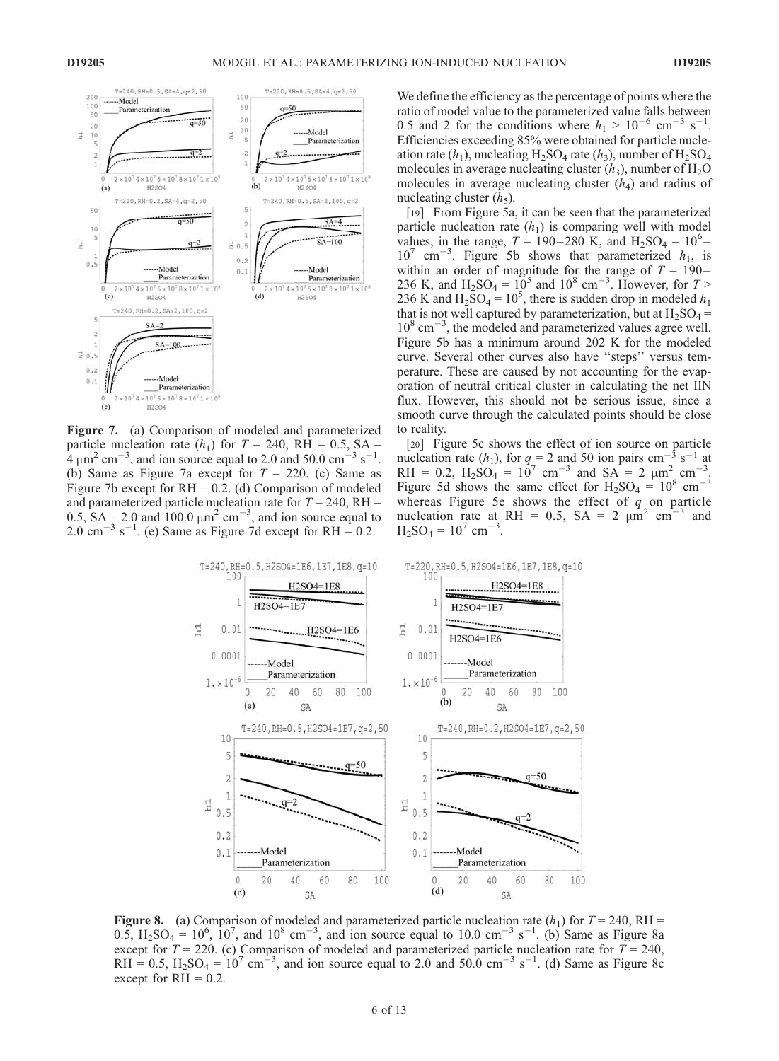**Figure 7.** (a) Comparison of modeled and parameterized particle nucleation rate ($h_1$) for $T$ = 240, RH = 0.5, SA = 4 $\mu m^2$ $cm^{-3}$, and ion source equal to 2.0 and 50.0 $cm^{-3}$ $s^{-1}$. (b) Same as Figure 7a except for $T$ = 220. (c) Same as Figure 7b except for RH = 0.2. (d) Comparison of modeled and parameterized particle nucleation rate for $T$ = 240, RH = 0.5, SA = 2.0 and 100.0 $\mu m^2$ $cm^{-3}$, and ion source equal to 2.0 $cm^{-3}$ $s^{-1}$. (e) Same as Figure 7d except for RH = 0.2.

We define the efficiency as the percentage of points where the ratio of model value to the parameterized value falls between 0.5 and 2 for the conditions where $h_1 > 10^{-6}$ $cm^{-3}$ $s^{-1}$. Efficiencies exceeding 85% were obtained for particle nucleation rate ($h_1$), nucleating $H_2SO_4$ rate ($h_3$), number of $H_2SO_4$ molecules in average nucleating cluster ($h_3$), number of $H_2O$ molecules in average nucleating cluster ($h_4$) and radius of nucleating cluster ($h_5$).

[19] From Figure 5a, it can be seen that the parameterized particle nucleation rate ($h_1$) is comparing well with model values, in the range, $T$ = 190–280 K, and $H_2SO_4$ = $10^6$–$10^7$ $cm^{-3}$. Figure 5b shows that parameterized $h_1$, is within an order of magnitude for the range of $T$ = 190–236 K, and $H_2SO_4$ = $10^5$ and $10^8$ $cm^{-3}$. However, for $T$ > 236 K and $H_2SO_4$ = $10^5$, there is sudden drop in modeled $h_1$ that is not well captured by parameterization, but at $H_2SO_4$ = $10^8$ $cm^{-3}$, the modeled and parameterized values agree well. Figure 5b has a minimum around 202 K for the modeled curve. Several other curves also have "steps" versus temperature. These are caused by not accounting for the evaporation of neutral critical cluster in calculating the net IIN flux. However, this should not be serious issue, since a smooth curve through the calculated points should be close to reality.

[20] Figure 5c shows the effect of ion source on particle nucleation rate ($h_1$), for $q$ = 2 and 50 ion pairs $cm^{-3}$ $s^{-1}$ at RH = 0.2, $H_2SO_4$ = $10^7$ $cm^{-3}$ and SA = 2 $\mu m^2$ $cm^{-3}$. Figure 5d shows the same effect for $H_2SO_4$ = $10^8$ $cm^{-3}$ whereas Figure 5e shows the effect of $q$ on particle nucleation rate at RH = 0.5, SA = 2 $\mu m^2$ $cm^{-3}$ and $H_2SO_4$ = $10^7$ $cm^{-3}$.

**Figure 8.** (a) Comparison of modeled and parameterized particle nucleation rate ($h_1$) for $T$ = 240, RH = 0.5, $H_2SO_4$ = $10^6$, $10^7$, and $10^8$ $cm^{-3}$, and ion source equal to 10.0 $cm^{-3}$ $s^{-1}$. (b) Same as Figure 8a except for $T$ = 220. (c) Comparison of modeled and parameterized particle nucleation rate for $T$ = 240, RH = 0.5, $H_2SO_4$ = $10^7$ $cm^{-3}$, and ion source equal to 2.0 and 50.0 $cm^{-3}$ $s^{-1}$. (d) Same as Figure 8c except for RH = 0.2.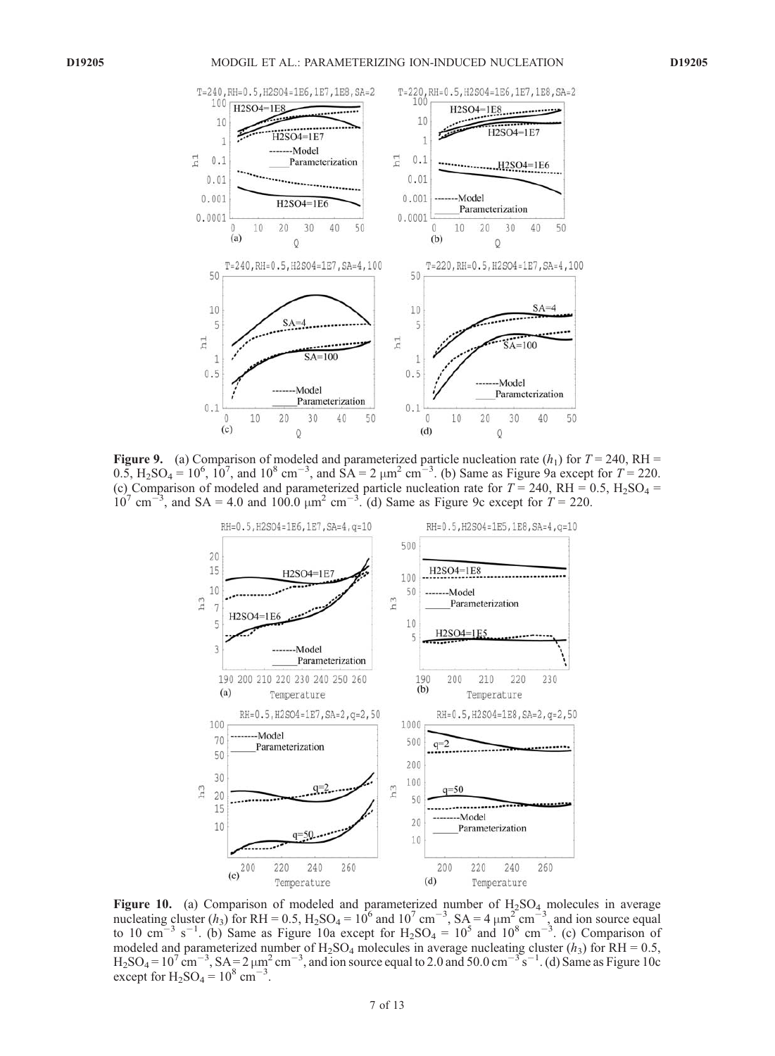**Figure 9.** (a) Comparison of modeled and parameterized particle nucleation rate ($h_1$) for $T = 240$, RH = 0.5, $H_2SO_4 = 10^6$, $10^7$, and $10^8$ cm$^{-3}$, and SA = 2 $\mu$m$^2$ cm$^{-3}$. (b) Same as Figure 9a except for $T = 220$. (c) Comparison of modeled and parameterized particle nucleation rate for $T = 240$, RH = 0.5, $H_2SO_4 = 10^7$ cm$^{-3}$, and SA = 4.0 and 100.0 $\mu$m$^2$ cm$^{-3}$. (d) Same as Figure 9c except for $T = 220$.

**Figure 10.** (a) Comparison of modeled and parameterized number of $H_2SO_4$ molecules in average nucleating cluster ($h_3$) for RH = 0.5, $H_2SO_4 = 10^6$ and $10^7$ cm$^{-3}$, SA = 4 $\mu$m$^2$ cm$^{-3}$, and ion source equal to 10 cm$^{-3}$ s$^{-1}$. (b) Same as Figure 10a except for $H_2SO_4 = 10^5$ and $10^8$ cm$^{-3}$. (c) Comparison of modeled and parameterized number of $H_2SO_4$ molecules in average nucleating cluster ($h_3$) for RH = 0.5, $H_2SO_4 = 10^7$ cm$^{-3}$, SA = 2 $\mu$m$^2$ cm$^{-3}$, and ion source equal to 2.0 and 50.0 cm$^{-3}$ s$^{-1}$. (d) Same as Figure 10c except for $H_2SO_4 = 10^8$ cm$^{-3}$.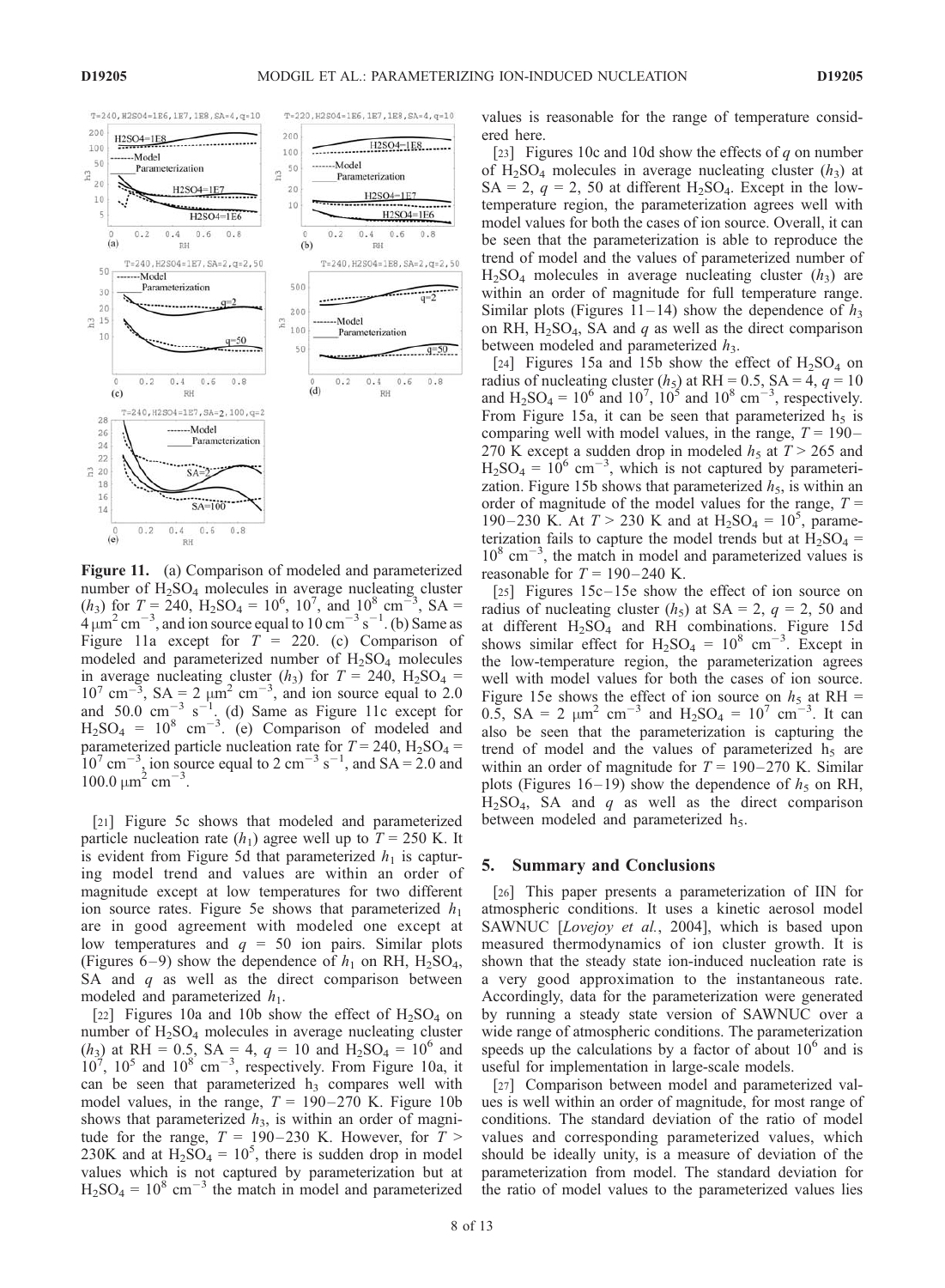**Figure 11.** (a) Comparison of modeled and parameterized number of $H_2SO_4$ molecules in average nucleating cluster ($h_3$) for $T = 240$, $H_2SO_4 = 10^6$, $10^7$, and $10^8$ $cm^{-3}$, SA = 4 $\mu m^2$ $cm^{-3}$, and ion source equal to 10 $cm^{-3}$ $s^{-1}$. (b) Same as Figure 11a except for $T = 220$. (c) Comparison of modeled and parameterized number of $H_2SO_4$ molecules in average nucleating cluster ($h_3$) for $T = 240$, $H_2SO_4 = 10^7$ $cm^{-3}$, SA = 2 $\mu m^2$ $cm^{-3}$, and ion source equal to 2.0 and 50.0 $cm^{-3}$ $s^{-1}$. (d) Same as Figure 11c except for $H_2SO_4 = 10^8$ $cm^{-3}$. (e) Comparison of modeled and parameterized particle nucleation rate for $T = 240$, $H_2SO_4 = 10^7$ $cm^{-3}$, ion source equal to 2 $cm^{-3}$ $s^{-1}$, and SA = 2.0 and 100.0 $\mu m^2$ $cm^{-3}$.

[21] Figure 5c shows that modeled and parameterized particle nucleation rate ($h_1$) agree well up to $T = 250$ K. It is evident from Figure 5d that parameterized $h_1$ is capturing model trend and values are within an order of magnitude except at low temperatures for two different ion source rates. Figure 5e shows that parameterized $h_1$ are in good agreement with modeled one except at low temperatures and $q = 50$ ion pairs. Similar plots (Figures 6–9) show the dependence of $h_1$ on RH, $H_2SO_4$, SA and $q$ as well as the direct comparison between modeled and parameterized $h_1$.

[22] Figures 10a and 10b show the effect of $H_2SO_4$ on number of $H_2SO_4$ molecules in average nucleating cluster ($h_3$) at RH = 0.5, SA = 4, $q = 10$ and $H_2SO_4 = 10^6$ and $10^7$, $10^5$ and $10^8$ $cm^{-3}$, respectively. From Figure 10a, it can be seen that parameterized $h_3$ compares well with model values, in the range, $T = 190$–$270$ K. Figure 10b shows that parameterized $h_3$, is within an order of magnitude for the range, $T = 190$–$230$ K. However, for $T > 230$K and at $H_2SO_4 = 10^5$, there is sudden drop in model values which is not captured by parameterization but at $H_2SO_4 = 10^8$ $cm^{-3}$ the match in model and parameterized values is reasonable for the range of temperature considered here.

[23] Figures 10c and 10d show the effects of $q$ on number of $H_2SO_4$ molecules in average nucleating cluster ($h_3$) at SA = 2, $q = 2$, 50 at different $H_2SO_4$. Except in the low-temperature region, the parameterization agrees well with model values for both the cases of ion source. Overall, it can be seen that the parameterization is able to reproduce the trend of model and the values of parameterized number of $H_2SO_4$ molecules in average nucleating cluster ($h_3$) are within an order of magnitude for full temperature range. Similar plots (Figures 11–14) show the dependence of $h_3$ on RH, $H_2SO_4$, SA and $q$ as well as the direct comparison between modeled and parameterized $h_3$.

[24] Figures 15a and 15b show the effect of $H_2SO_4$ on radius of nucleating cluster ($h_5$) at RH = 0.5, SA = 4, $q = 10$ and $H_2SO_4 = 10^6$ and $10^7$, $10^5$ and $10^8$ $cm^{-3}$, respectively. From Figure 15a, it can be seen that parameterized $h_5$ is comparing well with model values, in the range, $T = 190$–$270$ K except a sudden drop in modeled $h_5$ at $T > 265$ and $H_2SO_4 = 10^6$ $cm^{-3}$, which is not captured by parameterization. Figure 15b shows that parameterized $h_5$, is within an order of magnitude of the model values for the range, $T = 190$–$230$ K. At $T > 230$ K and at $H_2SO_4 = 10^5$, parameterization fails to capture the model trends but at $H_2SO_4 = 10^8$ $cm^{-3}$, the match in model and parameterized values is reasonable for $T = 190$–$240$ K.

[25] Figures 15c–15e show the effect of ion source on radius of nucleating cluster ($h_5$) at SA = 2, $q = 2$, 50 and at different $H_2SO_4$ and RH combinations. Figure 15d shows similar effect for $H_2SO_4 = 10^8$ $cm^{-3}$. Except in the low-temperature region, the parameterization agrees well with model values for both the cases of ion source. Figure 15e shows the effect of ion source on $h_5$ at RH = 0.5, SA = 2 $\mu m^2$ $cm^{-3}$ and $H_2SO_4 = 10^7$ $cm^{-3}$. It can also be seen that the parameterization is capturing the trend of model and the values of parameterized $h_5$ are within an order of magnitude for $T = 190$–$270$ K. Similar plots (Figures 16–19) show the dependence of $h_5$ on RH, $H_2SO_4$, SA and $q$ as well as the direct comparison between modeled and parameterized $h_5$.

## 5. Summary and Conclusions

[26] This paper presents a parameterization of IIN for atmospheric conditions. It uses a kinetic aerosol model SAWNUC [*Lovejoy et al.*, 2004], which is based upon measured thermodynamics of ion cluster growth. It is shown that the steady state ion-induced nucleation rate is a very good approximation to the instantaneous rate. Accordingly, data for the parameterization were generated by running a steady state version of SAWNUC over a wide range of atmospheric conditions. The parameterization speeds up the calculations by a factor of about $10^6$ and is useful for implementation in large-scale models.

[27] Comparison between model and parameterized values is well within an order of magnitude, for most range of conditions. The standard deviation of the ratio of model values and corresponding parameterized values, which should be ideally unity, is a measure of deviation of the parameterization from model. The standard deviation for the ratio of model values to the parameterized values lies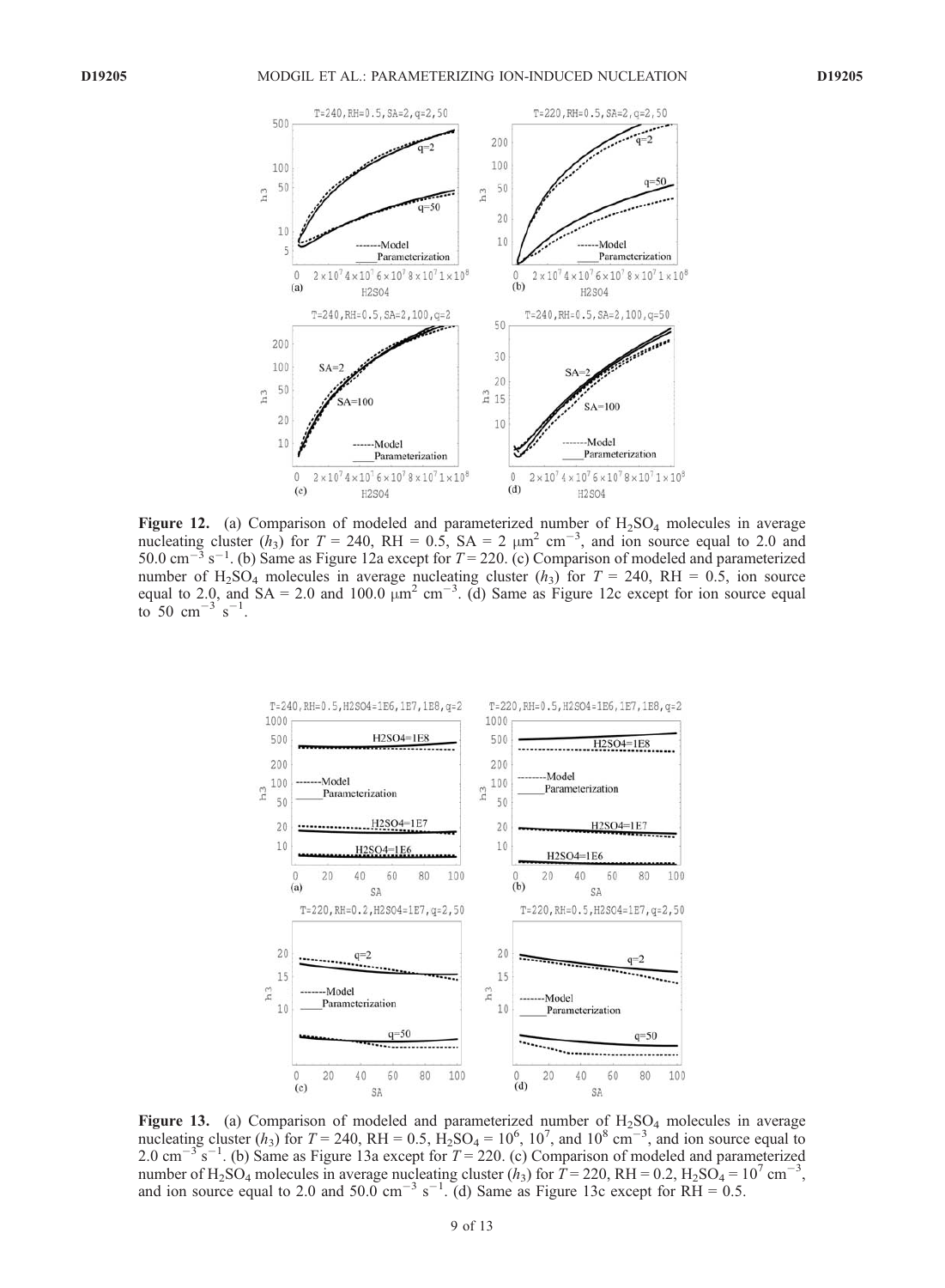**Figure 12.** (a) Comparison of modeled and parameterized number of $H_2SO_4$ molecules in average nucleating cluster ($h_3$) for $T = 240$, RH = 0.5, SA = 2 $\mu m^2$ $cm^{-3}$, and ion source equal to 2.0 and 50.0 $cm^{-3}$ $s^{-1}$. (b) Same as Figure 12a except for $T = 220$. (c) Comparison of modeled and parameterized number of $H_2SO_4$ molecules in average nucleating cluster ($h_3$) for $T = 240$, RH = 0.5, ion source equal to 2.0, and SA = 2.0 and 100.0 $\mu m^2$ $cm^{-3}$. (d) Same as Figure 12c except for ion source equal to 50 $cm^{-3}$ $s^{-1}$.

**Figure 13.** (a) Comparison of modeled and parameterized number of $H_2SO_4$ molecules in average nucleating cluster ($h_3$) for $T = 240$, RH = 0.5, $H_2SO_4 = 10^6$, $10^7$, and $10^8$ $cm^{-3}$, and ion source equal to 2.0 $cm^{-3}$ $s^{-1}$. (b) Same as Figure 13a except for $T = 220$. (c) Comparison of modeled and parameterized number of $H_2SO_4$ molecules in average nucleating cluster ($h_3$) for $T = 220$, RH = 0.2, $H_2SO_4 = 10^7$ $cm^{-3}$, and ion source equal to 2.0 and 50.0 $cm^{-3}$ $s^{-1}$. (d) Same as Figure 13c except for RH = 0.5.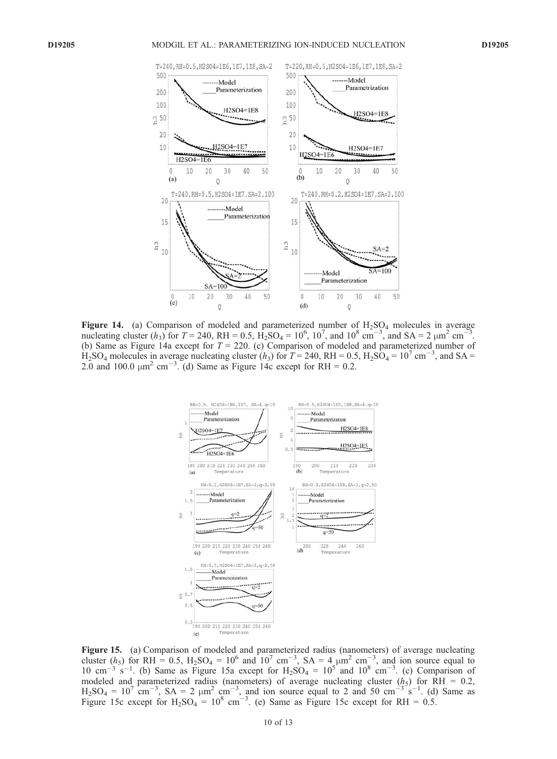**Figure 14.** (a) Comparison of modeled and parameterized number of $H_2SO_4$ molecules in average nucleating cluster ($h_3$) for $T = 240$, RH = 0.5, $H_2SO_4 = 10^6$, $10^7$, and $10^8$ cm$^{-3}$, and SA = 2 $\mu$m$^2$ cm$^{-3}$. (b) Same as Figure 14a except for $T = 220$. (c) Comparison of modeled and parameterized number of $H_2SO_4$ molecules in average nucleating cluster ($h_3$) for $T = 240$, RH = 0.5, $H_2SO_4 = 10^7$ cm$^{-3}$, and SA = 2.0 and 100.0 $\mu$m$^2$ cm$^{-3}$. (d) Same as Figure 14c except for RH = 0.2.

**Figure 15.** (a) Comparison of modeled and parameterized radius (nanometers) of average nucleating cluster ($h_5$) for RH = 0.5, $H_2SO_4 = 10^6$ and $10^7$ cm$^{-3}$, SA = 4 $\mu$m$^2$ cm$^{-3}$, and ion source equal to 10 cm$^{-3}$ s$^{-1}$. (b) Same as Figure 15a except for $H_2SO_4 = 10^5$ and $10^8$ cm$^{-3}$. (c) Comparison of modeled and parameterized radius (nanometers) of average nucleating cluster ($h_5$) for RH = 0.2, $H_2SO_4 = 10^7$ cm$^{-3}$, SA = 2 $\mu$m$^2$ cm$^{-3}$, and ion source equal to 2 and 50 cm$^{-3}$ s$^{-1}$. (d) Same as Figure 15c except for $H_2SO_4 = 10^8$ cm$^{-3}$. (e) Same as Figure 15c except for RH = 0.5.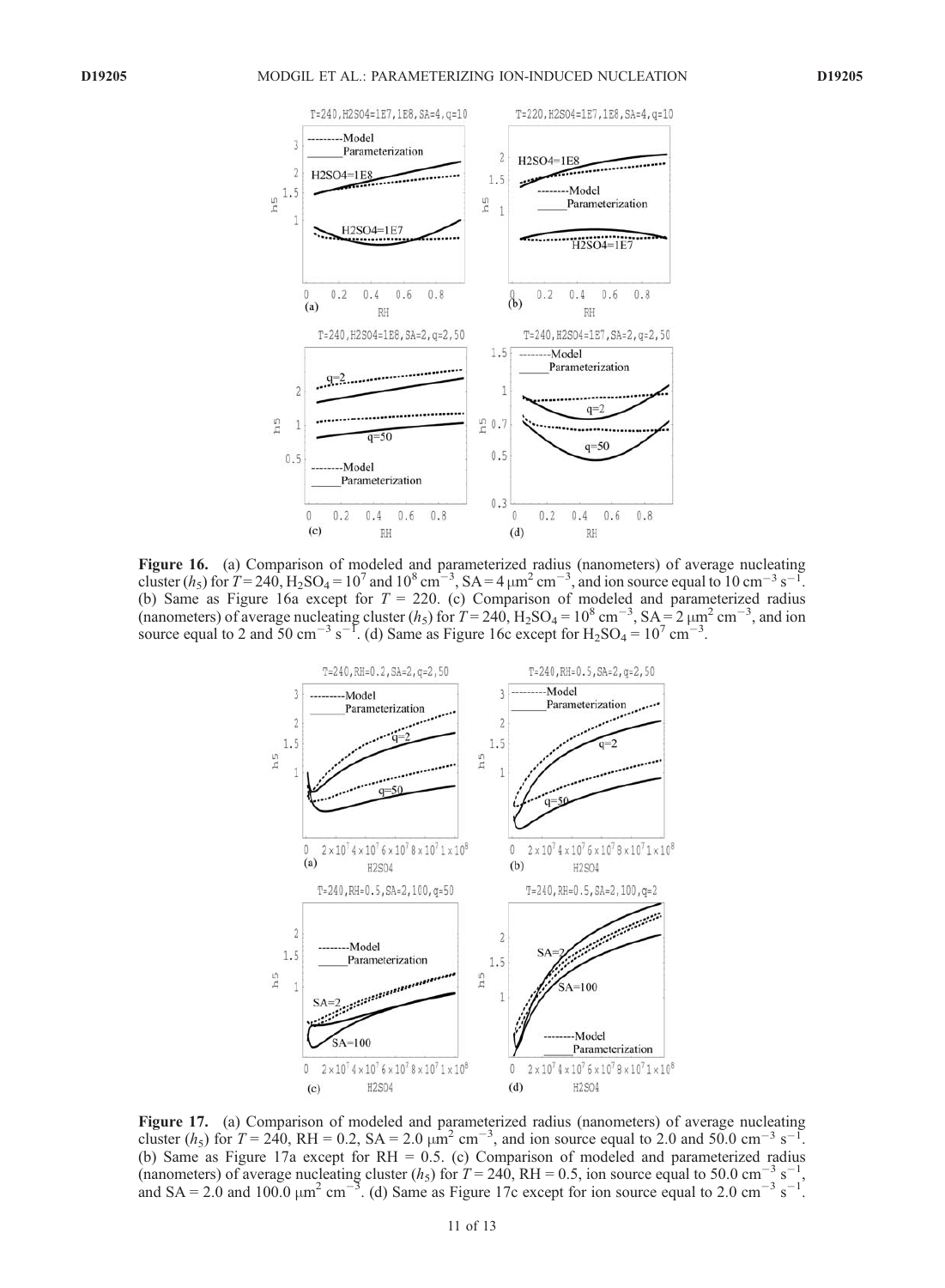**Figure 16.** (a) Comparison of modeled and parameterized radius (nanometers) of average nucleating cluster ($h_5$) for $T = 240$, $H_2SO_4 = 10^7$ and $10^8$ cm$^{-3}$, SA = 4 $\mu$m$^2$ cm$^{-3}$, and ion source equal to 10 cm$^{-3}$ s$^{-1}$. (b) Same as Figure 16a except for $T$ = 220. (c) Comparison of modeled and parameterized radius (nanometers) of average nucleating cluster ($h_5$) for $T = 240$, $H_2SO_4 = 10^8$ cm$^{-3}$, SA = 2 $\mu$m$^2$ cm$^{-3}$, and ion source equal to 2 and 50 cm$^{-3}$ s$^{-1}$. (d) Same as Figure 16c except for $H_2SO_4 = 10^7$ cm$^{-3}$.

**Figure 17.** (a) Comparison of modeled and parameterized radius (nanometers) of average nucleating cluster ($h_5$) for $T = 240$, RH = 0.2, SA = 2.0 $\mu$m$^2$ cm$^{-3}$, and ion source equal to 2.0 and 50.0 cm$^{-3}$ s$^{-1}$. (b) Same as Figure 17a except for RH = 0.5. (c) Comparison of modeled and parameterized radius (nanometers) of average nucleating cluster ($h_5$) for $T = 240$, RH = 0.5, ion source equal to 50.0 cm$^{-3}$ s$^{-1}$, and SA = 2.0 and 100.0 $\mu$m$^2$ cm$^{-3}$. (d) Same as Figure 17c except for ion source equal to 2.0 cm$^{-3}$ s$^{-1}$.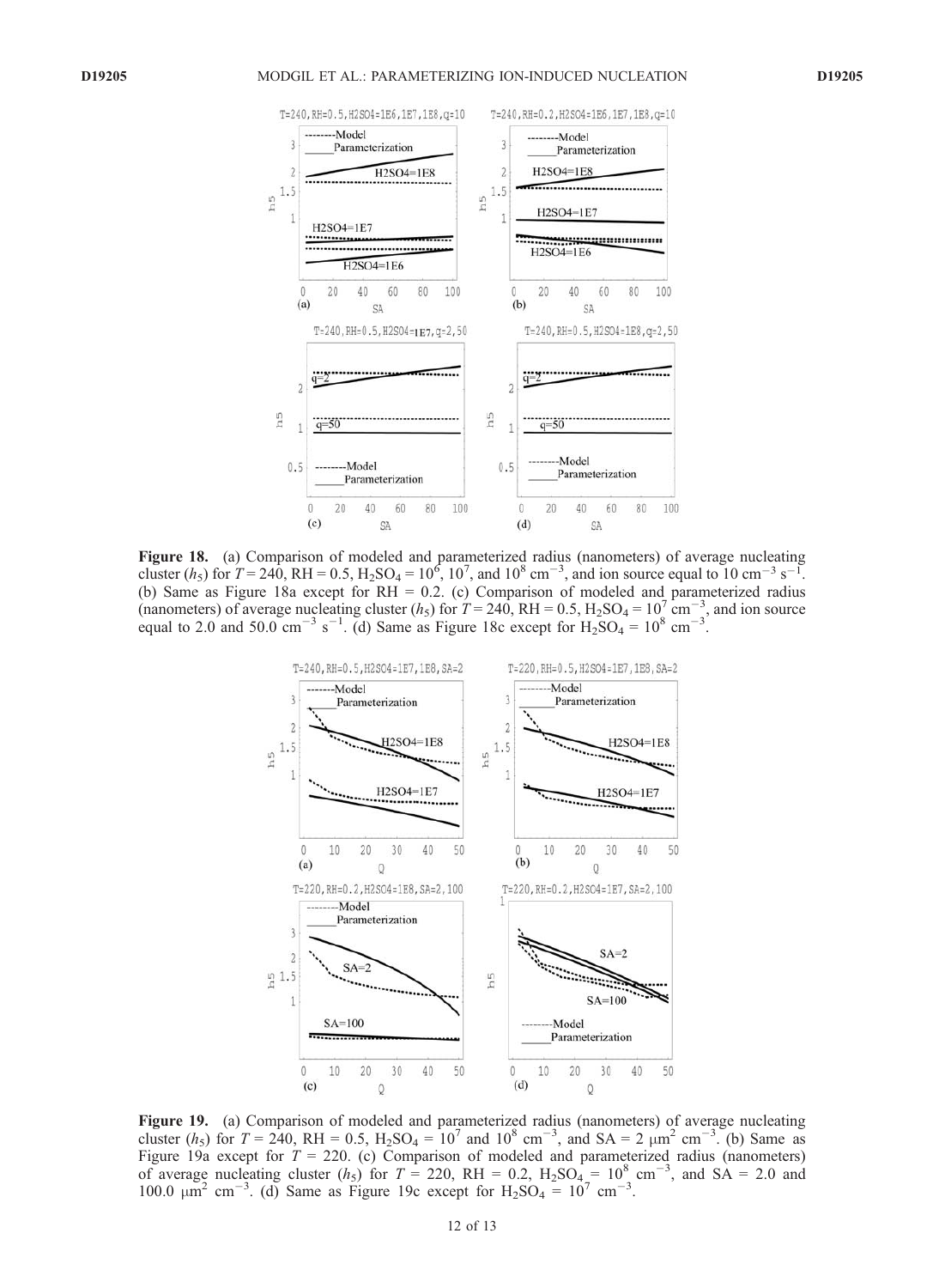**Figure 18.** (a) Comparison of modeled and parameterized radius (nanometers) of average nucleating cluster ($h_5$) for $T = 240$, RH = 0.5, $H_2SO_4 = 10^6$, $10^7$, and $10^8$ cm$^{-3}$, and ion source equal to 10 cm$^{-3}$ s$^{-1}$. (b) Same as Figure 18a except for RH = 0.2. (c) Comparison of modeled and parameterized radius (nanometers) of average nucleating cluster ($h_5$) for $T = 240$, RH = 0.5, $H_2SO_4 = 10^7$ cm$^{-3}$, and ion source equal to 2.0 and 50.0 cm$^{-3}$ s$^{-1}$. (d) Same as Figure 18c except for $H_2SO_4 = 10^8$ cm$^{-3}$.

**Figure 19.** (a) Comparison of modeled and parameterized radius (nanometers) of average nucleating cluster ($h_5$) for $T = 240$, RH = 0.5, $H_2SO_4 = 10^7$ and $10^8$ cm$^{-3}$, and SA = 2 μm$^2$ cm$^{-3}$. (b) Same as Figure 19a except for $T = 220$. (c) Comparison of modeled and parameterized radius (nanometers) of average nucleating cluster ($h_5$) for $T = 220$, RH = 0.2, $H_2SO_4 = 10^8$ cm$^{-3}$, and SA = 2.0 and 100.0 μm$^2$ cm$^{-3}$. (d) Same as Figure 19c except for $H_2SO_4 = 10^7$ cm$^{-3}$.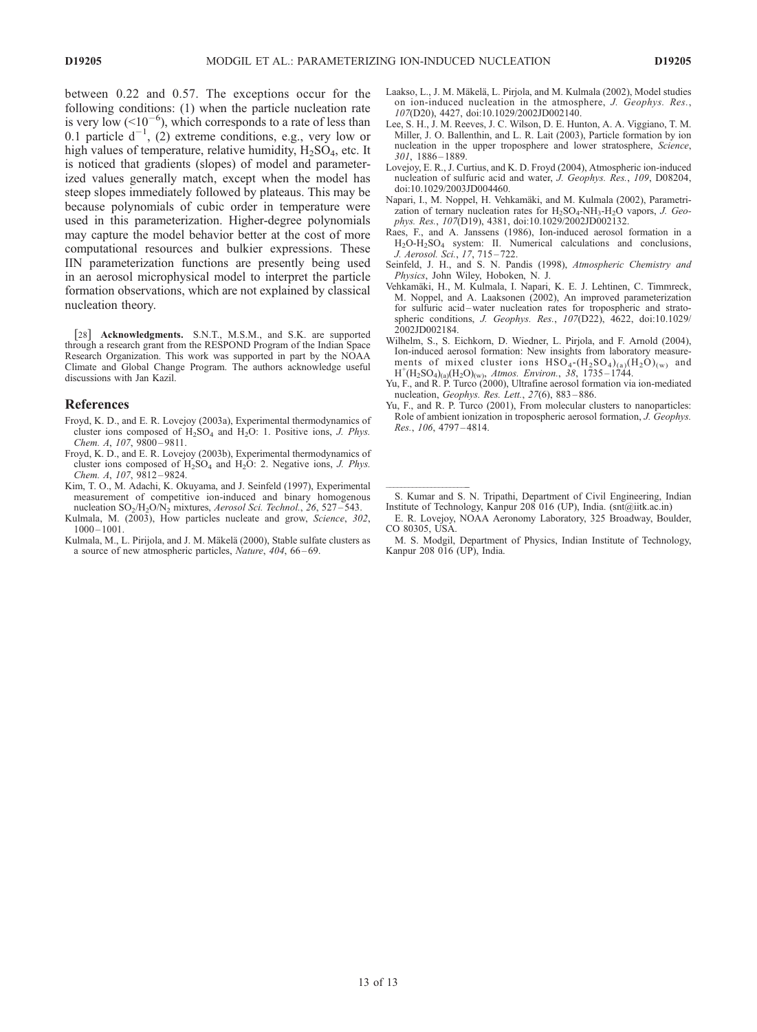between 0.22 and 0.57. The exceptions occur for the following conditions: (1) when the particle nucleation rate is very low ($<10^{-6}$), which corresponds to a rate of less than 0.1 particle $d^{-1}$, (2) extreme conditions, e.g., very low or high values of temperature, relative humidity, $H_2SO_4$, etc. It is noticed that gradients (slopes) of model and parameterized values generally match, except when the model has steep slopes immediately followed by plateaus. This may be because polynomials of cubic order in temperature were used in this parameterization. Higher-degree polynomials may capture the model behavior better at the cost of more computational resources and bulkier expressions. These IIN parameterization functions are presently being used in an aerosol microphysical model to interpret the particle formation observations, which are not explained by classical nucleation theory.

[28] **Acknowledgments.** S.N.T., M.S.M., and S.K. are supported through a research grant from the RESPOND Program of the Indian Space Research Organization. This work was supported in part by the NOAA Climate and Global Change Program. The authors acknowledge useful discussions with Jan Kazil.

## References

Froyd, K. D., and E. R. Lovejoy (2003a), Experimental thermodynamics of cluster ions composed of $H_2SO_4$ and $H_2O$: 1. Positive ions, *J. Phys. Chem. A*, *107*, 9800–9811.

Froyd, K. D., and E. R. Lovejoy (2003b), Experimental thermodynamics of cluster ions composed of $H_2SO_4$ and $H_2O$: 2. Negative ions, *J. Phys. Chem. A*, *107*, 9812–9824.

Kim, T. O., M. Adachi, K. Okuyama, and J. Seinfeld (1997), Experimental measurement of competitive ion-induced and binary homogenous nucleation $SO_2/H_2O/N_2$ mixtures, *Aerosol Sci. Technol.*, *26*, 527–543.

Kulmala, M. (2003), How particles nucleate and grow, *Science*, *302*, 1000–1001.

Kulmala, M., L. Pirijola, and J. M. Mäkelä (2000), Stable sulfate clusters as a source of new atmospheric particles, *Nature*, *404*, 66–69.

Laakso, L., J. M. Mäkelä, L. Pirjola, and M. Kulmala (2002), Model studies on ion-induced nucleation in the atmosphere, *J. Geophys. Res.*, *107*(D20), 4427, doi:10.1029/2002JD002140.

Lee, S. H., J. M. Reeves, J. C. Wilson, D. E. Hunton, A. A. Viggiano, T. M. Miller, J. O. Ballenthin, and L. R. Lait (2003), Particle formation by ion nucleation in the upper troposphere and lower stratosphere, *Science*, *301*, 1886–1889.

Lovejoy, E. R., J. Curtius, and K. D. Froyd (2004), Atmospheric ion-induced nucleation of sulfuric acid and water, *J. Geophys. Res.*, *109*, D08204, doi:10.1029/2003JD004460.

Napari, I., M. Noppel, H. Vehkamäki, and M. Kulmala (2002), Parametrization of ternary nucleation rates for $H_2SO_4$-$NH_3$-$H_2O$ vapors, *J. Geophys. Res.*, *107*(D19), 4381, doi:10.1029/2002JD002132.

Raes, F., and A. Janssens (1986), Ion-induced aerosol formation in a $H_2O$-$H_2SO_4$ system: II. Numerical calculations and conclusions, *J. Aerosol. Sci.*, *17*, 715–722.

Seinfeld, J. H., and S. N. Pandis (1998), *Atmospheric Chemistry and Physics*, John Wiley, Hoboken, N. J.

Vehkamäki, H., M. Kulmala, I. Napari, K. E. J. Lehtinen, C. Timmreck, M. Noppel, and A. Laaksonen (2002), An improved parameterization for sulfuric acid–water nucleation rates for tropospheric and stratospheric conditions, *J. Geophys. Res.*, *107*(D22), 4622, doi:10.1029/2002JD002184.

Wilhelm, S., S. Eichkorn, D. Wiedner, L. Pirjola, and F. Arnold (2004), Ion-induced aerosol formation: New insights from laboratory measurements of mixed cluster ions $HSO_4^-(H_2SO_4)_{(a)}(H_2O)_{(w)}$ and $H^+(H_2SO_4)_{(a)}(H_2O)_{(w)}$, *Atmos. Environ.*, *38*, 1735–1744.

Yu, F., and R. P. Turco (2000), Ultrafine aerosol formation via ion-mediated nucleation, *Geophys. Res. Lett.*, *27*(6), 883–886.

Yu, F., and R. P. Turco (2001), From molecular clusters to nanoparticles: Role of ambient ionization in tropospheric aerosol formation, *J. Geophys. Res.*, *106*, 4797–4814.

---

S. Kumar and S. N. Tripathi, Department of Civil Engineering, Indian Institute of Technology, Kanpur 208 016 (UP), India. (snt@iitk.ac.in)

E. R. Lovejoy, NOAA Aeronomy Laboratory, 325 Broadway, Boulder, CO 80305, USA.

M. S. Modgil, Department of Physics, Indian Institute of Technology, Kanpur 208 016 (UP), India.